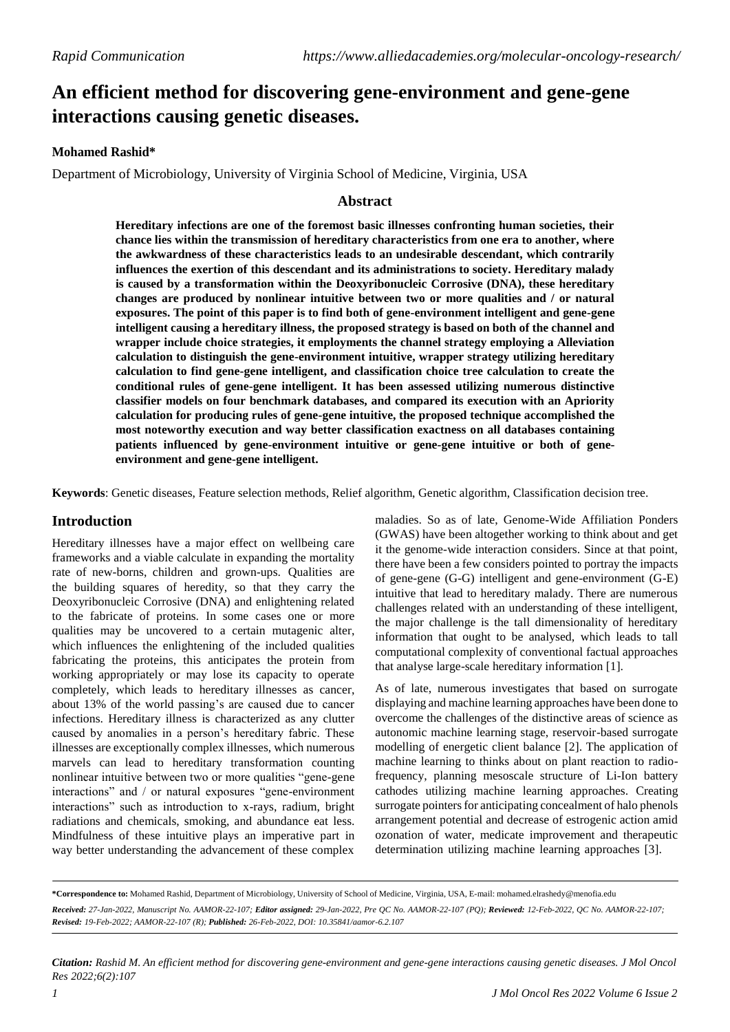*Rapid Communication* *https://www.alliedacademies.org/molecular-oncology-research/*

# An efficient method for discovering gene-environment and gene-gene interactions causing genetic diseases.

**Mohamed Rashid***

Department of Microbiology, University of Virginia School of Medicine, Virginia, USA

## Abstract

**Hereditary infections are one of the foremost basic illnesses confronting human societies, their chance lies within the transmission of hereditary characteristics from one era to another, where the awkwardness of these characteristics leads to an undesirable descendant, which contrarily influences the exertion of this descendant and its administrations to society. Hereditary malady is caused by a transformation within the Deoxyribonucleic Corrosive (DNA), these hereditary changes are produced by nonlinear intuitive between two or more qualities and / or natural exposures. The point of this paper is to find both of gene-environment intelligent and gene-gene intelligent causing a hereditary illness, the proposed strategy is based on both of the channel and wrapper include choice strategies, it employments the channel strategy employing a Alleviation calculation to distinguish the gene-environment intuitive, wrapper strategy utilizing hereditary calculation to find gene-gene intelligent, and classification choice tree calculation to create the conditional rules of gene-gene intelligent. It has been assessed utilizing numerous distinctive classifier models on four benchmark databases, and compared its execution with an Apriority calculation for producing rules of gene-gene intuitive, the proposed technique accomplished the most noteworthy execution and way better classification exactness on all databases containing patients influenced by gene-environment intuitive or gene-gene intuitive or both of gene-environment and gene-gene intelligent.**

**Keywords**: Genetic diseases, Feature selection methods, Relief algorithm, Genetic algorithm, Classification decision tree.

## Introduction

Hereditary illnesses have a major effect on wellbeing care frameworks and a viable calculate in expanding the mortality rate of new-borns, children and grown-ups. Qualities are the building squares of heredity, so that they carry the Deoxyribonucleic Corrosive (DNA) and enlightening related to the fabricate of proteins. In some cases one or more qualities may be uncovered to a certain mutagenic alter, which influences the enlightening of the included qualities fabricating the proteins, this anticipates the protein from working appropriately or may lose its capacity to operate completely, which leads to hereditary illnesses as cancer, about 13% of the world passing's are caused due to cancer infections. Hereditary illness is characterized as any clutter caused by anomalies in a person's hereditary fabric. These illnesses are exceptionally complex illnesses, which numerous marvels can lead to hereditary transformation counting nonlinear intuitive between two or more qualities "gene-gene interactions" and / or natural exposures "gene-environment interactions" such as introduction to x-rays, radium, bright radiations and chemicals, smoking, and abundance eat less. Mindfulness of these intuitive plays an imperative part in way better understanding the advancement of these complex maladies. So as of late, Genome-Wide Affiliation Ponders (GWAS) have been altogether working to think about and get it the genome-wide interaction considers. Since at that point, there have been a few considers pointed to portray the impacts of gene-gene (G-G) intelligent and gene-environment (G-E) intuitive that lead to hereditary malady. There are numerous challenges related with an understanding of these intelligent, the major challenge is the tall dimensionality of hereditary information that ought to be analysed, which leads to tall computational complexity of conventional factual approaches that analyse large-scale hereditary information [1].

As of late, numerous investigates that based on surrogate displaying and machine learning approaches have been done to overcome the challenges of the distinctive areas of science as autonomic machine learning stage, reservoir-based surrogate modelling of energetic client balance [2]. The application of machine learning to thinks about on plant reaction to radio-frequency, planning mesoscale structure of Li-Ion battery cathodes utilizing machine learning approaches. Creating surrogate pointers for anticipating concealment of halo phenols arrangement potential and decrease of estrogenic action amid ozonation of water, medicate improvement and therapeutic determination utilizing machine learning approaches [3].

---

***Correspondence to:** Mohamed Rashid, Department of Microbiology, University of School of Medicine, Virginia, USA, E-mail: mohamed.elrashedy@menofia.edu

***Received:** 27-Jan-2022, Manuscript No. AAMOR-22-107; **Editor assigned:** 29-Jan-2022, Pre QC No. AAMOR-22-107 (PQ); **Reviewed:** 12-Feb-2022, QC No. AAMOR-22-107; **Revised:** 19-Feb-2022; AAMOR-22-107 (R); **Published:** 26-Feb-2022, DOI: 10.35841/aamor-6.2.107*

***Citation:** Rashid M. An efficient method for discovering gene-environment and gene-gene interactions causing genetic diseases. J Mol Oncol Res 2022;6(2):107*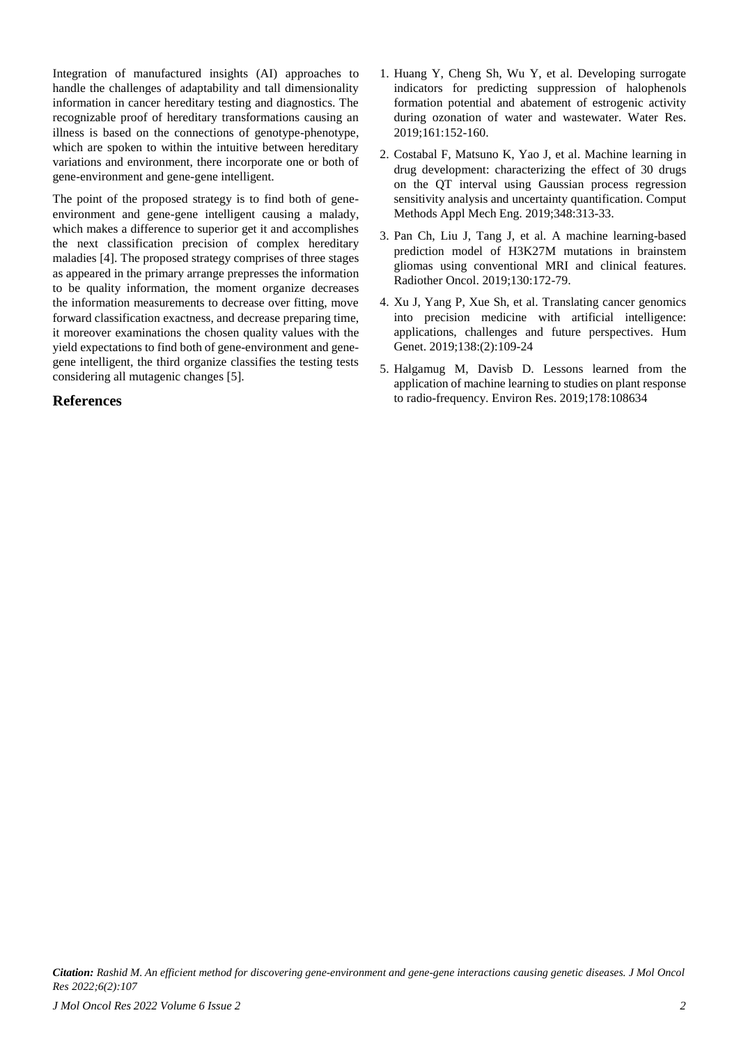Integration of manufactured insights (AI) approaches to handle the challenges of adaptability and tall dimensionality information in cancer hereditary testing and diagnostics. The recognizable proof of hereditary transformations causing an illness is based on the connections of genotype-phenotype, which are spoken to within the intuitive between hereditary variations and environment, there incorporate one or both of gene-environment and gene-gene intelligent.

The point of the proposed strategy is to find both of gene-environment and gene-gene intelligent causing a malady, which makes a difference to superior get it and accomplishes the next classification precision of complex hereditary maladies [4]. The proposed strategy comprises of three stages as appeared in the primary arrange prepresses the information to be quality information, the moment organize decreases the information measurements to decrease over fitting, move forward classification exactness, and decrease preparing time, it moreover examinations the chosen quality values with the yield expectations to find both of gene-environment and gene-gene intelligent, the third organize classifies the testing tests considering all mutagenic changes [5].

## References

1. Huang Y, Cheng Sh, Wu Y, et al. Developing surrogate indicators for predicting suppression of halophenols formation potential and abatement of estrogenic activity during ozonation of water and wastewater. Water Res. 2019;161:152-160.
2. Costabal F, Matsuno K, Yao J, et al. Machine learning in drug development: characterizing the effect of 30 drugs on the QT interval using Gaussian process regression sensitivity analysis and uncertainty quantification. Comput Methods Appl Mech Eng. 2019;348:313-33.
3. Pan Ch, Liu J, Tang J, et al. A machine learning-based prediction model of H3K27M mutations in brainstem gliomas using conventional MRI and clinical features. Radiother Oncol. 2019;130:172-79.
4. Xu J, Yang P, Xue Sh, et al. Translating cancer genomics into precision medicine with artificial intelligence: applications, challenges and future perspectives. Hum Genet. 2019;138:(2):109-24
5. Halgamug M, Davisb D. Lessons learned from the application of machine learning to studies on plant response to radio-frequency. Environ Res. 2019;178:108634

***Citation:*** *Rashid M. An efficient method for discovering gene-environment and gene-gene interactions causing genetic diseases. J Mol Oncol Res 2022;6(2):107*